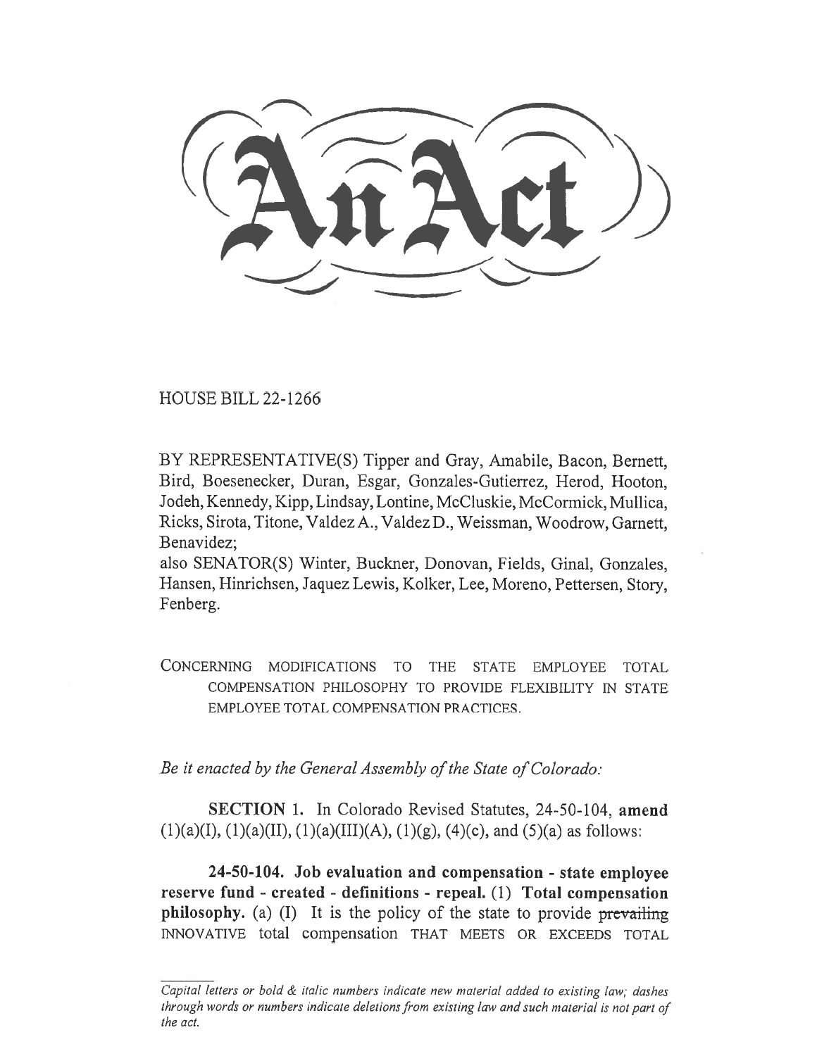# An Act

HOUSE BILL 22-1266

BY REPRESENTATIVE(S) Tipper and Gray, Amabile, Bacon, Bernett, Bird, Boesenecker, Duran, Esgar, Gonzales-Gutierrez, Herod, Hooton, Jodeh, Kennedy, Kipp, Lindsay, Lontine, McCluskie, McCormick, Mullica, Ricks, Sirota, Titone, Valdez A., Valdez D., Weissman, Woodrow, Garnett, Benavidez;

also SENATOR(S) Winter, Buckner, Donovan, Fields, Ginal, Gonzales, Hansen, Hinrichsen, Jaquez Lewis, Kolker, Lee, Moreno, Pettersen, Story, Fenberg.

CONCERNING MODIFICATIONS TO THE STATE EMPLOYEE TOTAL COMPENSATION PHILOSOPHY TO PROVIDE FLEXIBILITY IN STATE EMPLOYEE TOTAL COMPENSATION PRACTICES.

*Be it enacted by the General Assembly of the State of Colorado:*

**SECTION 1.** In Colorado Revised Statutes, 24-50-104, **amend** (1)(a)(I), (1)(a)(II), (1)(a)(III)(A), (1)(g), (4)(c), and (5)(a) as follows:

**24-50-104. Job evaluation and compensation - state employee reserve fund - created - definitions - repeal.** (1) **Total compensation philosophy.** (a) (I) It is the policy of the state to provide ~~prevailing~~ INNOVATIVE total compensation THAT MEETS OR EXCEEDS TOTAL

*Capital letters or bold & italic numbers indicate new material added to existing law; dashes through words or numbers indicate deletions from existing law and such material is not part of the act.*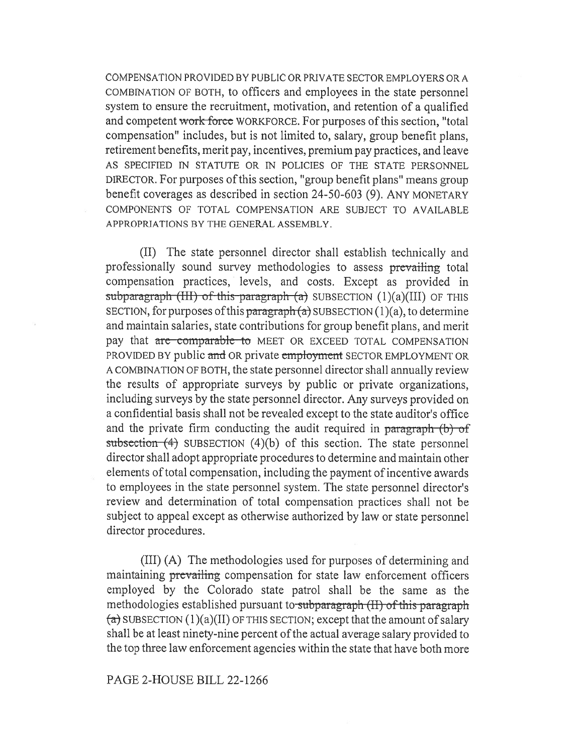COMPENSATION PROVIDED BY PUBLIC OR PRIVATE SECTOR EMPLOYERS OR A COMBINATION OF BOTH, to officers and employees in the state personnel system to ensure the recruitment, motivation, and retention of a qualified and competent ~~work force~~ WORKFORCE. For purposes of this section, "total compensation" includes, but is not limited to, salary, group benefit plans, retirement benefits, merit pay, incentives, premium pay practices, and leave AS SPECIFIED IN STATUTE OR IN POLICIES OF THE STATE PERSONNEL DIRECTOR. For purposes of this section, "group benefit plans" means group benefit coverages as described in section 24-50-603 (9). ANY MONETARY COMPONENTS OF TOTAL COMPENSATION ARE SUBJECT TO AVAILABLE APPROPRIATIONS BY THE GENERAL ASSEMBLY.

(II) The state personnel director shall establish technically and professionally sound survey methodologies to assess ~~prevailing~~ total compensation practices, levels, and costs. Except as provided in ~~subparagraph (III) of this paragraph (a)~~ SUBSECTION (1)(a)(III) OF THIS SECTION, for purposes of this ~~paragraph (a)~~ SUBSECTION (1)(a), to determine and maintain salaries, state contributions for group benefit plans, and merit pay that ~~are comparable to~~ MEET OR EXCEED TOTAL COMPENSATION PROVIDED BY public ~~and~~ OR private ~~employment~~ SECTOR EMPLOYMENT OR A COMBINATION OF BOTH, the state personnel director shall annually review the results of appropriate surveys by public or private organizations, including surveys by the state personnel director. Any surveys provided on a confidential basis shall not be revealed except to the state auditor's office and the private firm conducting the audit required in ~~paragraph (b) of subsection (4)~~ SUBSECTION (4)(b) of this section. The state personnel director shall adopt appropriate procedures to determine and maintain other elements of total compensation, including the payment of incentive awards to employees in the state personnel system. The state personnel director's review and determination of total compensation practices shall not be subject to appeal except as otherwise authorized by law or state personnel director procedures.

(III) (A) The methodologies used for purposes of determining and maintaining ~~prevailing~~ compensation for state law enforcement officers employed by the Colorado state patrol shall be the same as the methodologies established pursuant to ~~subparagraph (II) of this paragraph (a)~~ SUBSECTION (1)(a)(II) OF THIS SECTION; except that the amount of salary shall be at least ninety-nine percent of the actual average salary provided to the top three law enforcement agencies within the state that have both more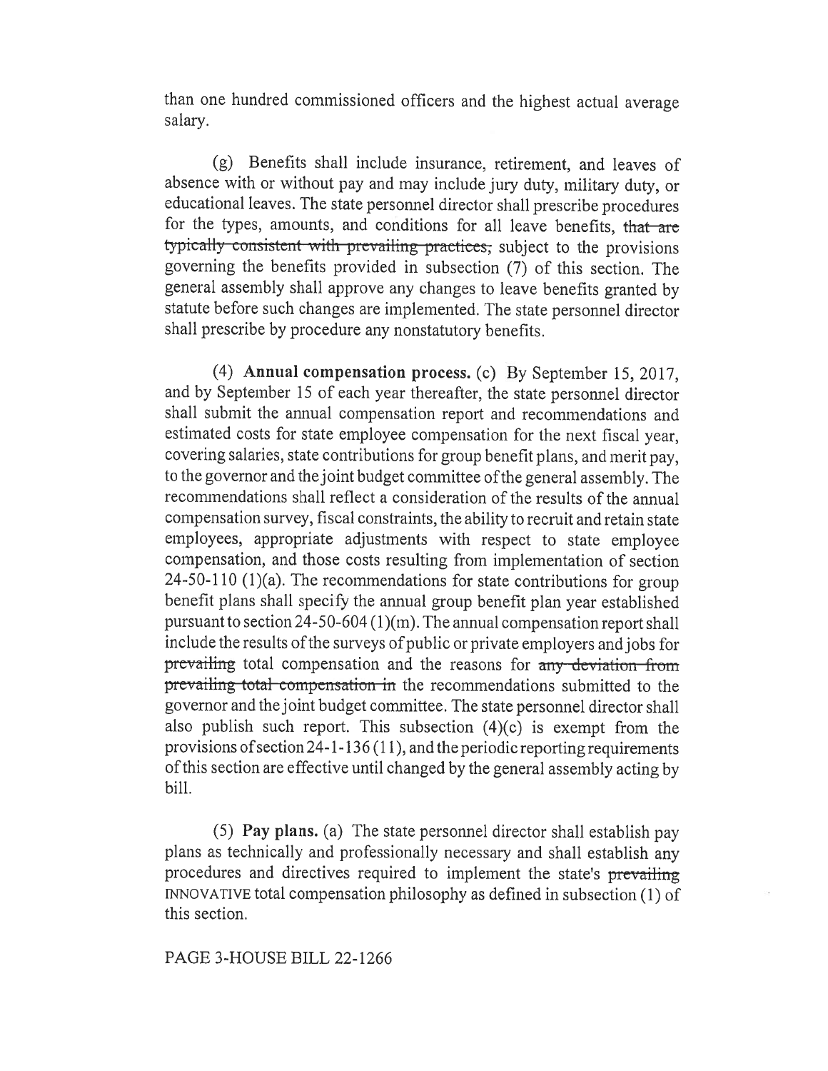than one hundred commissioned officers and the highest actual average salary.

(g) Benefits shall include insurance, retirement, and leaves of absence with or without pay and may include jury duty, military duty, or educational leaves. The state personnel director shall prescribe procedures for the types, amounts, and conditions for all leave benefits, ~~that are typically consistent with prevailing practices,~~ subject to the provisions governing the benefits provided in subsection (7) of this section. The general assembly shall approve any changes to leave benefits granted by statute before such changes are implemented. The state personnel director shall prescribe by procedure any nonstatutory benefits.

(4) **Annual compensation process.** (c) By September 15, 2017, and by September 15 of each year thereafter, the state personnel director shall submit the annual compensation report and recommendations and estimated costs for state employee compensation for the next fiscal year, covering salaries, state contributions for group benefit plans, and merit pay, to the governor and the joint budget committee of the general assembly. The recommendations shall reflect a consideration of the results of the annual compensation survey, fiscal constraints, the ability to recruit and retain state employees, appropriate adjustments with respect to state employee compensation, and those costs resulting from implementation of section 24-50-110 (1)(a). The recommendations for state contributions for group benefit plans shall specify the annual group benefit plan year established pursuant to section 24-50-604 (1)(m). The annual compensation report shall include the results of the surveys of public or private employers and jobs for ~~prevailing~~ total compensation and the reasons for ~~any deviation from prevailing total compensation in~~ the recommendations submitted to the governor and the joint budget committee. The state personnel director shall also publish such report. This subsection (4)(c) is exempt from the provisions of section 24-1-136 (11), and the periodic reporting requirements of this section are effective until changed by the general assembly acting by bill.

(5) **Pay plans.** (a) The state personnel director shall establish pay plans as technically and professionally necessary and shall establish any procedures and directives required to implement the state's ~~prevailing~~ INNOVATIVE total compensation philosophy as defined in subsection (1) of this section.

PAGE 3-HOUSE BILL 22-1266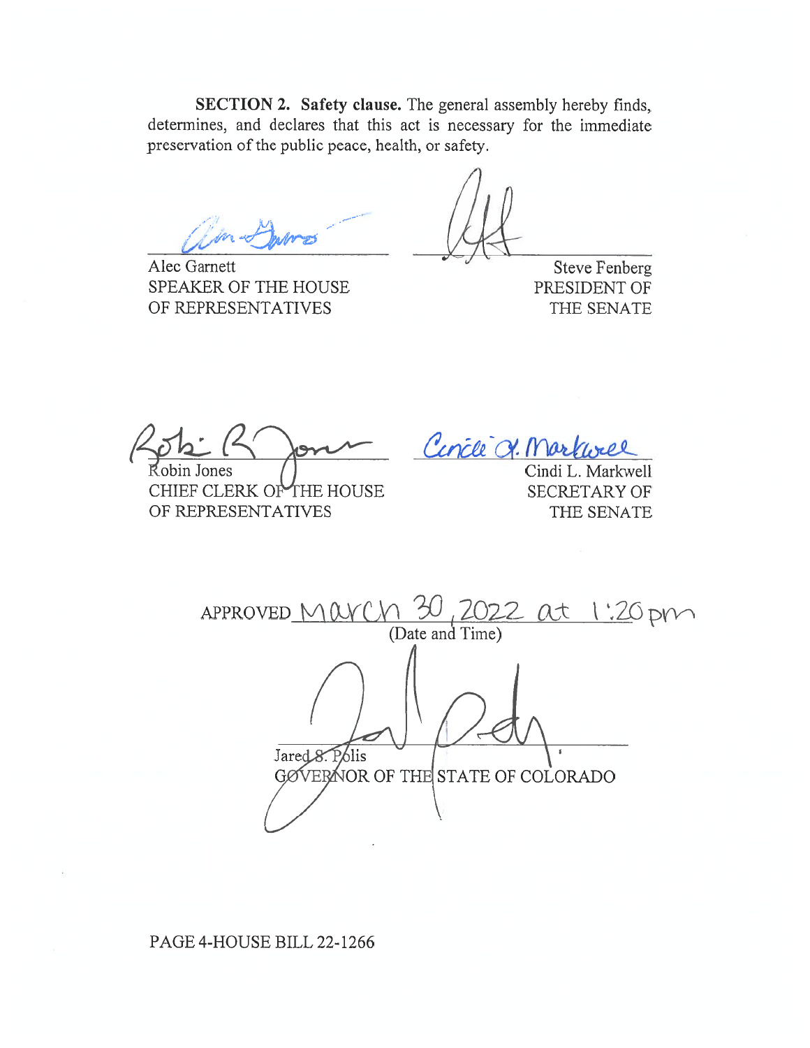**SECTION 2. Safety clause.** The general assembly hereby finds, determines, and declares that this act is necessary for the immediate preservation of the public peace, health, or safety.

Alec Garnett
SPEAKER OF THE HOUSE
OF REPRESENTATIVES

Steve Fenberg
PRESIDENT OF
THE SENATE

Robin Jones
CHIEF CLERK OF THE HOUSE
OF REPRESENTATIVES

Cindi L. Markwell
SECRETARY OF
THE SENATE

APPROVED March 30, 2022 at 1:20 pm
(Date and Time)

Jared S. Polis
GOVERNOR OF THE STATE OF COLORADO

PAGE 4-HOUSE BILL 22-1266